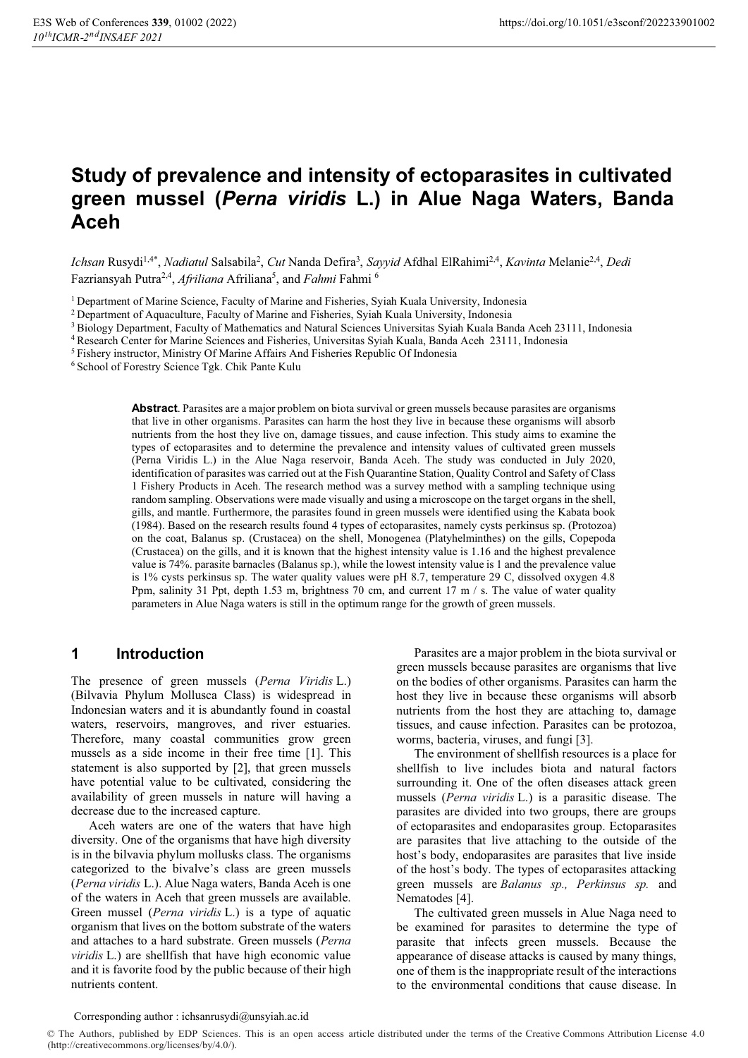# Study of prevalence and intensity of ectoparasites in cultivated green mussel (*Perna viridis* L.) in Alue Naga Waters, Banda Aceh

*Ichsan* Rusydi[1,4*], *Nadiatul* Salsabila[2], *Cut* Nanda Defira[3], *Sayyid* Afdhal ElRahimi[2,4], *Kavinta* Melanie[2,4], *Dedi* Fazriansyah Putra[2,4], *Afriliana* Afriliana[5], and *Fahmi* Fahmi [6]

[1] Department of Marine Science, Faculty of Marine and Fisheries, Syiah Kuala University, Indonesia
[2] Department of Aquaculture, Faculty of Marine and Fisheries, Syiah Kuala University, Indonesia
[3] Biology Department, Faculty of Mathematics and Natural Sciences Universitas Syiah Kuala Banda Aceh 23111, Indonesia
[4] Research Center for Marine Sciences and Fisheries, Universitas Syiah Kuala, Banda Aceh 23111, Indonesia
[5] Fishery instructor, Ministry Of Marine Affairs And Fisheries Republic Of Indonesia
[6] School of Forestry Science Tgk. Chik Pante Kulu

**Abstract**. Parasites are a major problem on biota survival or green mussels because parasites are organisms that live in other organisms. Parasites can harm the host they live in because these organisms will absorb nutrients from the host they live on, damage tissues, and cause infection. This study aims to examine the types of ectoparasites and to determine the prevalence and intensity values of cultivated green mussels (Perna Viridis L.) in the Alue Naga reservoir, Banda Aceh. The study was conducted in July 2020, identification of parasites was carried out at the Fish Quarantine Station, Quality Control and Safety of Class 1 Fishery Products in Aceh. The research method was a survey method with a sampling technique using random sampling. Observations were made visually and using a microscope on the target organs in the shell, gills, and mantle. Furthermore, the parasites found in green mussels were identified using the Kabata book (1984). Based on the research results found 4 types of ectoparasites, namely cysts perkinsus sp. (Protozoa) on the coat, Balanus sp. (Crustacea) on the shell, Monogenea (Platyhelminthes) on the gills, Copepoda (Crustacea) on the gills, and it is known that the highest intensity value is 1.16 and the highest prevalence value is 74%. parasite barnacles (Balanus sp.), while the lowest intensity value is 1 and the prevalence value is 1% cysts perkinsus sp. The water quality values were pH 8.7, temperature 29 C, dissolved oxygen 4.8 Ppm, salinity 31 Ppt, depth 1.53 m, brightness 70 cm, and current 17 m / s. The value of water quality parameters in Alue Naga waters is still in the optimum range for the growth of green mussels.

## 1 Introduction

The presence of green mussels (*Perna Viridis* L.) (Bilvavia Phylum Mollusca Class) is widespread in Indonesian waters and it is abundantly found in coastal waters, reservoirs, mangroves, and river estuaries. Therefore, many coastal communities grow green mussels as a side income in their free time [1]. This statement is also supported by [2], that green mussels have potential value to be cultivated, considering the availability of green mussels in nature will having a decrease due to the increased capture.

Aceh waters are one of the waters that have high diversity. One of the organisms that have high diversity is in the bilvavia phylum mollusks class. The organisms categorized to the bivalve's class are green mussels (*Perna viridis* L.). Alue Naga waters, Banda Aceh is one of the waters in Aceh that green mussels are available. Green mussel (*Perna viridis* L.) is a type of aquatic organism that lives on the bottom substrate of the waters and attaches to a hard substrate. Green mussels (*Perna viridis* L.) are shellfish that have high economic value and it is favorite food by the public because of their high nutrients content.

Parasites are a major problem in the biota survival or green mussels because parasites are organisms that live on the bodies of other organisms. Parasites can harm the host they live in because these organisms will absorb nutrients from the host they are attaching to, damage tissues, and cause infection. Parasites can be protozoa, worms, bacteria, viruses, and fungi [3].

The environment of shellfish resources is a place for shellfish to live includes biota and natural factors surrounding it. One of the often diseases attack green mussels (*Perna viridis* L.) is a parasitic disease. The parasites are divided into two groups, there are groups of ectoparasites and endoparasites group. Ectoparasites are parasites that live attaching to the outside of the host's body, endoparasites are parasites that live inside of the host's body. The types of ectoparasites attacking green mussels are *Balanus sp., Perkinsus sp.* and Nematodes [4].

The cultivated green mussels in Alue Naga need to be examined for parasites to determine the type of parasite that infects green mussels. Because the appearance of disease attacks is caused by many things, one of them is the inappropriate result of the interactions to the environmental conditions that cause disease. In

Corresponding author : ichsanrusydi@unsyiah.ac.id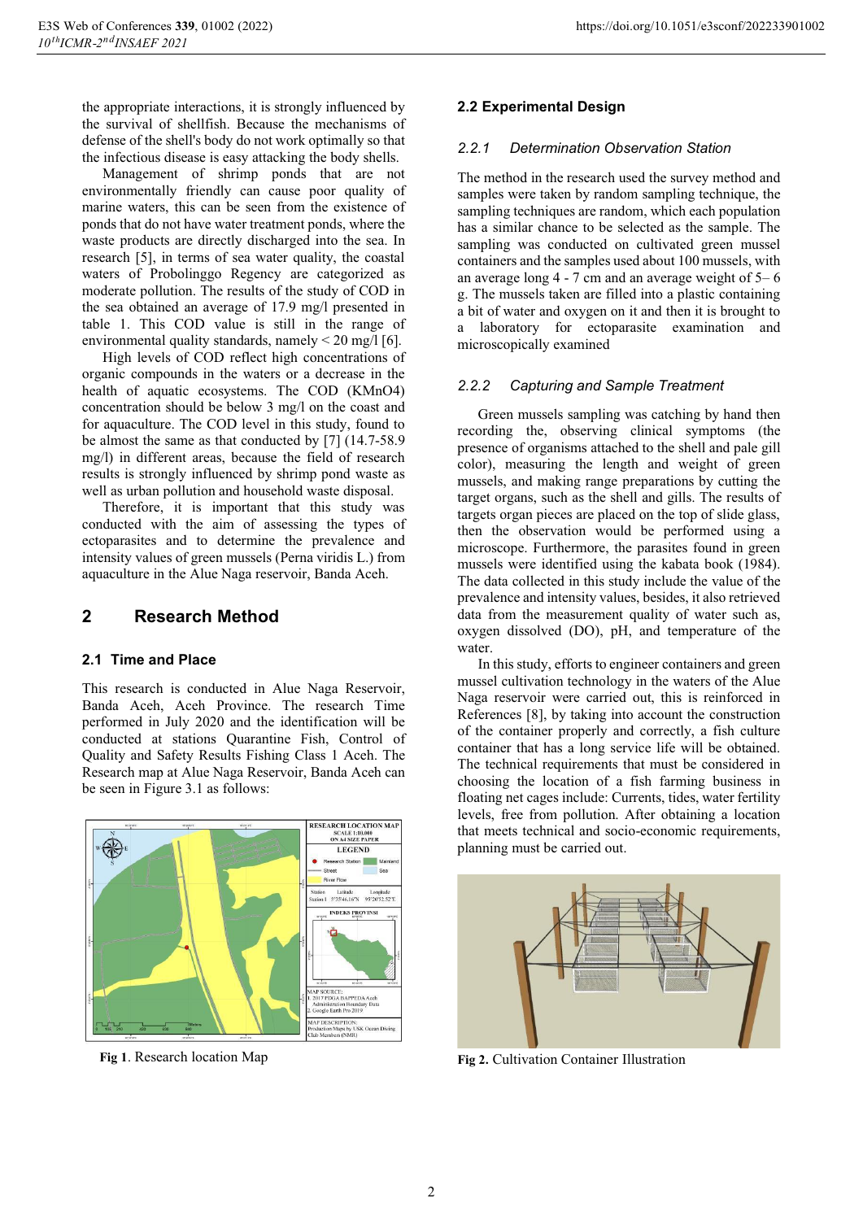the appropriate interactions, it is strongly influenced by the survival of shellfish. Because the mechanisms of defense of the shell's body do not work optimally so that the infectious disease is easy attacking the body shells.

Management of shrimp ponds that are not environmentally friendly can cause poor quality of marine waters, this can be seen from the existence of ponds that do not have water treatment ponds, where the waste products are directly discharged into the sea. In research [5], in terms of sea water quality, the coastal waters of Probolinggo Regency are categorized as moderate pollution. The results of the study of COD in the sea obtained an average of 17.9 mg/l presented in table 1. This COD value is still in the range of environmental quality standards, namely < 20 mg/l [6].

High levels of COD reflect high concentrations of organic compounds in the waters or a decrease in the health of aquatic ecosystems. The COD ($KMnO_4$) concentration should be below 3 mg/l on the coast and for aquaculture. The COD level in this study, found to be almost the same as that conducted by [7] (14.7-58.9 mg/l) in different areas, because the field of research results is strongly influenced by shrimp pond waste as well as urban pollution and household waste disposal.

Therefore, it is important that this study was conducted with the aim of assessing the types of ectoparasites and to determine the prevalence and intensity values of green mussels (Perna viridis L.) from aquaculture in the Alue Naga reservoir, Banda Aceh.

## 2 Research Method

### 2.1 Time and Place

This research is conducted in Alue Naga Reservoir, Banda Aceh, Aceh Province. The research Time performed in July 2020 and the identification will be conducted at stations Quarantine Fish, Control of Quality and Safety Results Fishing Class 1 Aceh. The Research map at Alue Naga Reservoir, Banda Aceh can be seen in Figure 3.1 as follows:

**Fig 1.** Research location Map

### 2.2 Experimental Design

#### *2.2.1 Determination Observation Station*

The method in the research used the survey method and samples were taken by random sampling technique, the sampling techniques are random, which each population has a similar chance to be selected as the sample. The sampling was conducted on cultivated green mussel containers and the samples used about 100 mussels, with an average long 4 - 7 cm and an average weight of 5– 6 g. The mussels taken are filled into a plastic containing a bit of water and oxygen on it and then it is brought to a laboratory for ectoparasite examination and microscopically examined

#### *2.2.2 Capturing and Sample Treatment*

Green mussels sampling was catching by hand then recording the, observing clinical symptoms (the presence of organisms attached to the shell and pale gill color), measuring the length and weight of green mussels, and making range preparations by cutting the target organs, such as the shell and gills. The results of targets organ pieces are placed on the top of slide glass, then the observation would be performed using a microscope. Furthermore, the parasites found in green mussels were identified using the kabata book (1984). The data collected in this study include the value of the prevalence and intensity values, besides, it also retrieved data from the measurement quality of water such as, oxygen dissolved (DO), pH, and temperature of the water.

In this study, efforts to engineer containers and green mussel cultivation technology in the waters of the Alue Naga reservoir were carried out, this is reinforced in References [8], by taking into account the construction of the container properly and correctly, a fish culture container that has a long service life will be obtained. The technical requirements that must be considered in choosing the location of a fish farming business in floating net cages include: Currents, tides, water fertility levels, free from pollution. After obtaining a location that meets technical and socio-economic requirements, planning must be carried out.

**Fig 2.** Cultivation Container Illustration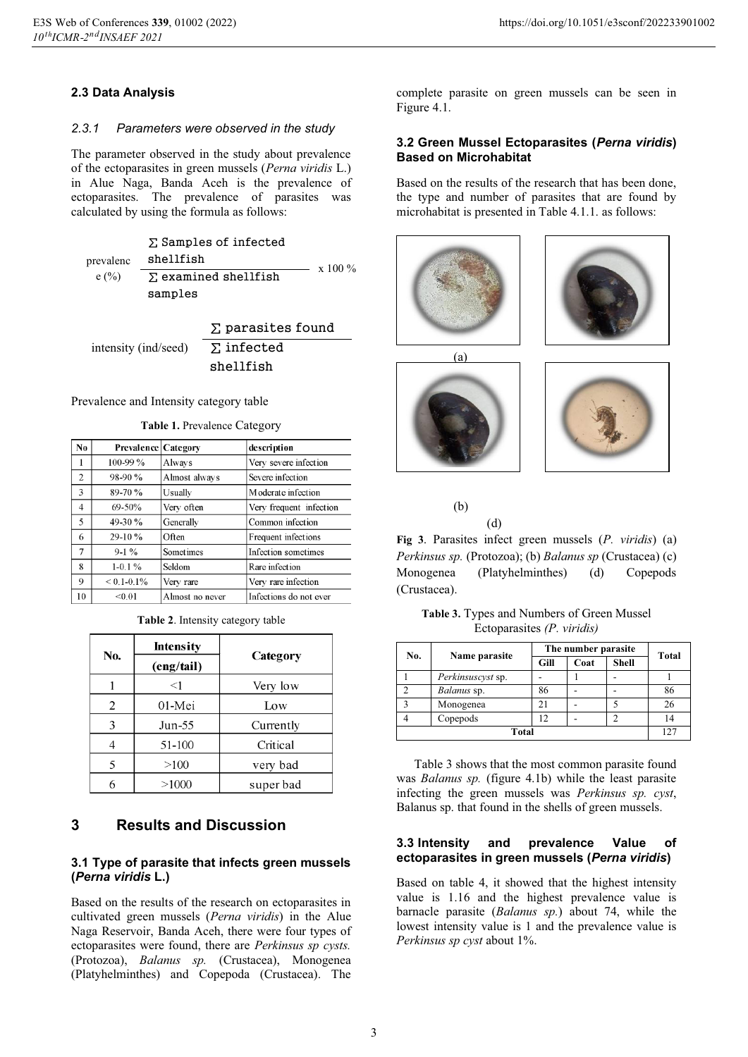### 2.3 Data Analysis

#### 2.3.1 Parameters were observed in the study

The parameter observed in the study about prevalence of the ectoparasites in green mussels (*Perna viridis* L.) in Alue Naga, Banda Aceh is the prevalence of ectoparasites. The prevalence of parasites was calculated by using the formula as follows:

$$\text{prevalence (\%)} = \frac{\sum \text{Samples of infected shellfish}}{\sum \text{examined shellfish samples}} \times 100\,\%$$

$$\text{intensity (ind/seed)} = \frac{\sum \text{parasites found}}{\sum \text{infected shellfish}}$$

Prevalence and Intensity category table

**Table 1.** Prevalence Category

| No | Prevalence | Category | description |
|---|---|---|---|
| 1 | 100-99 % | Always | Very severe infection |
| 2 | 98-90 % | Almost always | Severe infection |
| 3 | 89-70 % | Usually | Moderate infection |
| 4 | 69-50% | Very often | Very frequent infection |
| 5 | 49-30 % | Generally | Common infection |
| 6 | 29-10 % | Often | Frequent infections |
| 7 | 9-1 % | Sometimes | Infection sometimes |
| 8 | 1-0.1 % | Seldom | Rare infection |
| 9 | < 0.1-0.1% | Very rare | Very rare infection |
| 10 | <0.01 | Almost no never | Infections do not ever |

**Table 2**. Intensity category table

| No. | Intensity (eng/tail) | Category |
|---|---|---|
| 1 | <1 | Very low |
| 2 | 01-Mei | Low |
| 3 | Jun-55 | Currently |
| 4 | 51-100 | Critical |
| 5 | >100 | very bad |
| 6 | >1000 | super bad |

## 3 Results and Discussion

### 3.1 Type of parasite that infects green mussels (*Perna viridis* L.)

Based on the results of the research on ectoparasites in cultivated green mussels (*Perna viridis*) in the Alue Naga Reservoir, Banda Aceh, there were four types of ectoparasites were found, there are *Perkinsus sp cysts.* (Protozoa), *Balanus sp.* (Crustacea), Monogenea (Platyhelminthes) and Copepoda (Crustacea). The complete parasite on green mussels can be seen in Figure 4.1.

### 3.2 Green Mussel Ectoparasites (*Perna viridis*) Based on Microhabitat

Based on the results of the research that has been done, the type and number of parasites that are found by microhabitat is presented in Table 4.1.1. as follows:

(a)

(b)

(d)

**Fig 3**. Parasites infect green mussels (*P. viridis*) (a) *Perkinsus sp.* (Protozoa); (b) *Balanus sp* (Crustacea) (c) Monogenea (Platyhelminthes) (d) Copepods (Crustacea).

**Table 3.** Types and Numbers of Green Mussel Ectoparasites *(P. viridis)*

| No. | Name parasite | The number parasite | | | Total |
|---|---|---|---|---|---|
| | | Gill | Coat | Shell | |
| 1 | *Perkinsuscyst* sp. | - | 1 | - | 1 |
| 2 | *Balanus* sp. | 86 | - | - | 86 |
| 3 | Monogenea | 21 | - | 5 | 26 |
| 4 | Copepods | 12 | - | 2 | 14 |
| Total | | | | | 127 |

Table 3 shows that the most common parasite found was *Balanus sp.* (figure 4.1b) while the least parasite infecting the green mussels was *Perkinsus sp. cyst*, Balanus sp. that found in the shells of green mussels.

### 3.3 Intensity and prevalence Value of ectoparasites in green mussels (*Perna viridis*)

Based on table 4, it showed that the highest intensity value is 1.16 and the highest prevalence value is barnacle parasite (*Balanus sp.*) about 74, while the lowest intensity value is 1 and the prevalence value is *Perkinsus sp cyst* about 1%.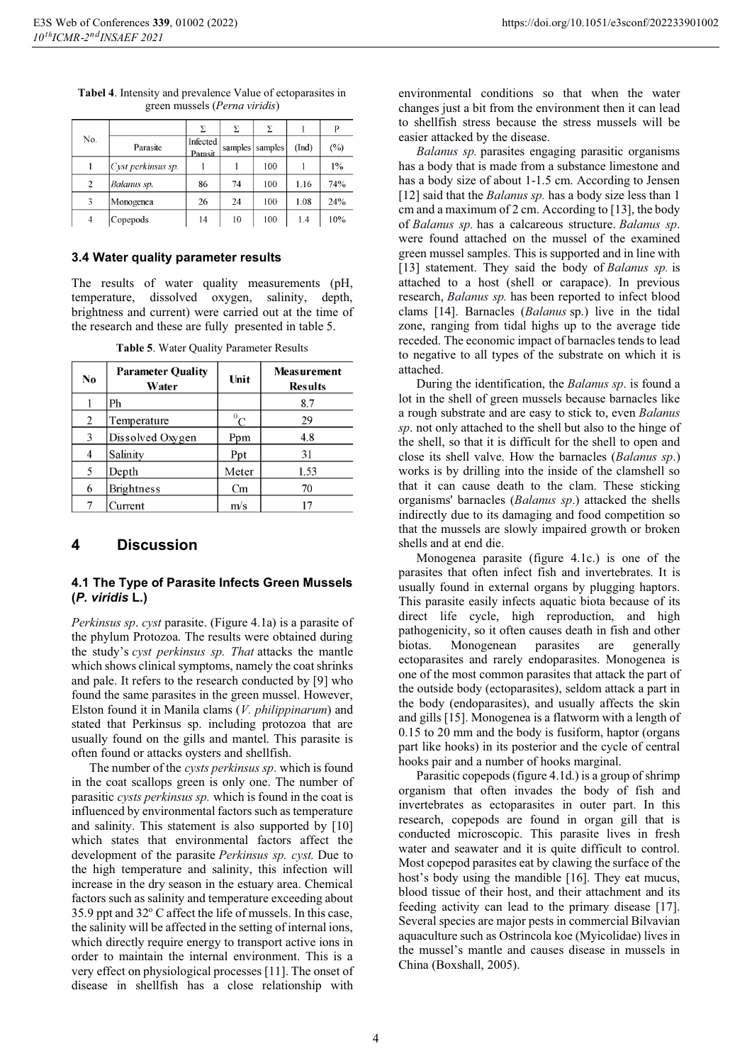**Tabel 4**. Intensity and prevalence Value of ectoparasites in green mussels (*Perna viridis*)

| No. | Parasite | Σ Infected Parasit | Σ samples | Σ samples | I (Ind) | P (%) |
|---|---|---|---|---|---|---|
| 1 | Cyst perkinsus sp. | 1 | 1 | 100 | 1 | 1% |
| 2 | Balanus sp. | 86 | 74 | 100 | 1.16 | 74% |
| 3 | Monogenea | 26 | 24 | 100 | 1.08 | 24% |
| 4 | Copepods | 14 | 10 | 100 | 1.4 | 10% |

### 3.4 Water quality parameter results

The results of water quality measurements (pH, temperature, dissolved oxygen, salinity, depth, brightness and current) were carried out at the time of the research and these are fully presented in table 5.

**Table 5**. Water Quality Parameter Results

| No | Parameter Quality Water | Unit | Measurement Results |
|---|---|---|---|
| 1 | Ph | | 8.7 |
| 2 | Temperature | $^0$C | 29 |
| 3 | Dissolved Oxygen | Ppm | 4.8 |
| 4 | Salinity | Ppt | 31 |
| 5 | Depth | Meter | 1.53 |
| 6 | Brightness | Cm | 70 |
| 7 | Current | m/s | 17 |

## 4 Discussion

### 4.1 The Type of Parasite Infects Green Mussels (*P. viridis* L.)

*Perkinsus sp*. *cyst* parasite. (Figure 4.1a) is a parasite of the phylum Protozoa. The results were obtained during the study's *cyst perkinsus sp. That* attacks the mantle which shows clinical symptoms, namely the coat shrinks and pale. It refers to the research conducted by [9] who found the same parasites in the green mussel. However, Elston found it in Manila clams (*V. philippinarum*) and stated that Perkinsus sp. including protozoa that are usually found on the gills and mantel. This parasite is often found or attacks oysters and shellfish.

The number of the *cysts perkinsus sp*. which is found in the coat scallops green is only one. The number of parasitic *cysts perkinsus sp.* which is found in the coat is influenced by environmental factors such as temperature and salinity. This statement is also supported by [10] which states that environmental factors affect the development of the parasite *Perkinsus sp. cyst.* Due to the high temperature and salinity, this infection will increase in the dry season in the estuary area. Chemical factors such as salinity and temperature exceeding about 35.9 ppt and 32° C affect the life of mussels. In this case, the salinity will be affected in the setting of internal ions, which directly require energy to transport active ions in order to maintain the internal environment. This is a very effect on physiological processes [11]. The onset of disease in shellfish has a close relationship with environmental conditions so that when the water changes just a bit from the environment then it can lead to shellfish stress because the stress mussels will be easier attacked by the disease.

*Balanus sp.* parasites engaging parasitic organisms has a body that is made from a substance limestone and has a body size of about 1-1.5 cm. According to Jensen [12] said that the *Balanus sp.* has a body size less than 1 cm and a maximum of 2 cm. According to [13], the body of *Balanus sp.* has a calcareous structure. *Balanus sp*. were found attached on the mussel of the examined green mussel samples. This is supported and in line with [13] statement. They said the body of *Balanus sp.* is attached to a host (shell or carapace). In previous research, *Balanus sp.* has been reported to infect blood clams [14]. Barnacles (*Balanus* sp.) live in the tidal zone, ranging from tidal highs up to the average tide receded. The economic impact of barnacles tends to lead to negative to all types of the substrate on which it is attached.

During the identification, the *Balanus sp*. is found a lot in the shell of green mussels because barnacles like a rough substrate and are easy to stick to, even *Balanus sp*. not only attached to the shell but also to the hinge of the shell, so that it is difficult for the shell to open and close its shell valve. How the barnacles (*Balanus sp*.) works is by drilling into the inside of the clamshell so that it can cause death to the clam. These sticking organisms' barnacles (*Balanus sp*.) attacked the shells indirectly due to its damaging and food competition so that the mussels are slowly impaired growth or broken shells and at end die.

Monogenea parasite (figure 4.1c.) is one of the parasites that often infect fish and invertebrates. It is usually found in external organs by plugging haptors. This parasite easily infects aquatic biota because of its direct life cycle, high reproduction, and high pathogenicity, so it often causes death in fish and other biotas. Monogenean parasites are generally ectoparasites and rarely endoparasites. Monogenea is one of the most common parasites that attack the part of the outside body (ectoparasites), seldom attack a part in the body (endoparasites), and usually affects the skin and gills [15]. Monogenea is a flatworm with a length of 0.15 to 20 mm and the body is fusiform, haptor (organs part like hooks) in its posterior and the cycle of central hooks pair and a number of hooks marginal.

Parasitic copepods (figure 4.1d.) is a group of shrimp organism that often invades the body of fish and invertebrates as ectoparasites in outer part. In this research, copepods are found in organ gill that is conducted microscopic. This parasite lives in fresh water and seawater and it is quite difficult to control. Most copepod parasites eat by clawing the surface of the host's body using the mandible [16]. They eat mucus, blood tissue of their host, and their attachment and its feeding activity can lead to the primary disease [17]. Several species are major pests in commercial Bilvavian aquaculture such as Ostrincola koe (Myicolidae) lives in the mussel's mantle and causes disease in mussels in China (Boxshall, 2005).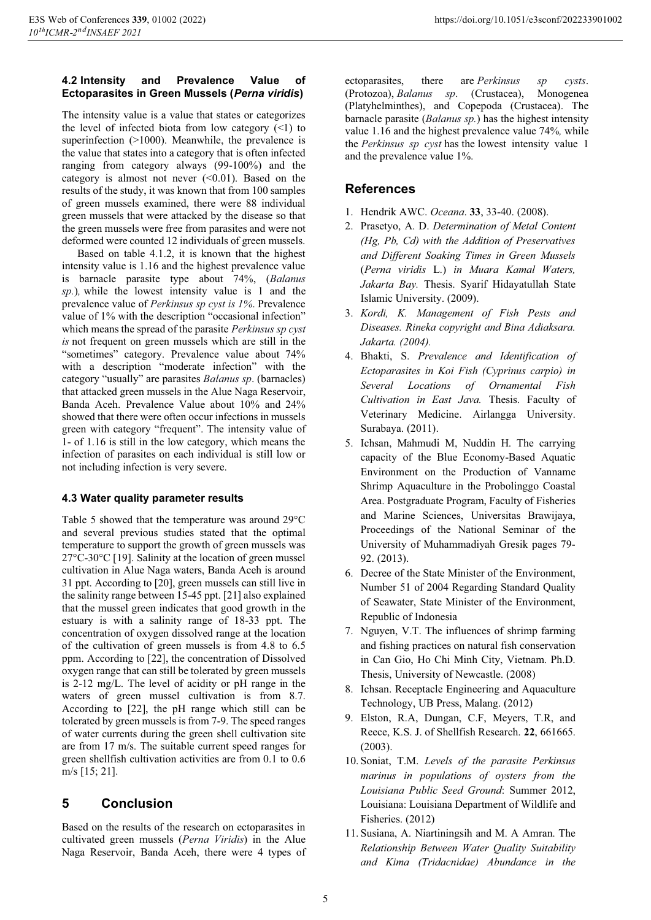### 4.2 Intensity and Prevalence Value of Ectoparasites in Green Mussels (*Perna viridis*)

The intensity value is a value that states or categorizes the level of infected biota from low category (<1) to superinfection (>1000). Meanwhile, the prevalence is the value that states into a category that is often infected ranging from category always (99-100%) and the category is almost not never (<0.01). Based on the results of the study, it was known that from 100 samples of green mussels examined, there were 88 individual green mussels that were attacked by the disease so that the green mussels were free from parasites and were not deformed were counted 12 individuals of green mussels.

Based on table 4.1.2, it is known that the highest intensity value is 1.16 and the highest prevalence value is barnacle parasite type about 74%, (*Balanus sp.*)*,* while the lowest intensity value is 1 and the prevalence value of *Perkinsus sp cyst is 1%.* Prevalence value of 1% with the description "occasional infection" which means the spread of the parasite *Perkinsus sp cyst is* not frequent on green mussels which are still in the "sometimes" category. Prevalence value about 74% with a description "moderate infection" with the category "usually" are parasites *Balanus sp*. (barnacles) that attacked green mussels in the Alue Naga Reservoir, Banda Aceh. Prevalence Value about 10% and 24% showed that there were often occur infections in mussels green with category "frequent". The intensity value of 1- of 1.16 is still in the low category, which means the infection of parasites on each individual is still low or not including infection is very severe.

### 4.3 Water quality parameter results

Table 5 showed that the temperature was around 29°C and several previous studies stated that the optimal temperature to support the growth of green mussels was 27°C-30°C [19]. Salinity at the location of green mussel cultivation in Alue Naga waters, Banda Aceh is around 31 ppt. According to [20], green mussels can still live in the salinity range between 15-45 ppt. [21] also explained that the mussel green indicates that good growth in the estuary is with a salinity range of 18-33 ppt. The concentration of oxygen dissolved range at the location of the cultivation of green mussels is from 4.8 to 6.5 ppm. According to [22], the concentration of Dissolved oxygen range that can still be tolerated by green mussels is 2-12 mg/L. The level of acidity or pH range in the waters of green mussel cultivation is from 8.7. According to [22], the pH range which still can be tolerated by green mussels is from 7-9. The speed ranges of water currents during the green shell cultivation site are from 17 m/s. The suitable current speed ranges for green shellfish cultivation activities are from 0.1 to 0.6 m/s [15; 21].

## 5 Conclusion

Based on the results of the research on ectoparasites in cultivated green mussels (*Perna Viridis*) in the Alue Naga Reservoir, Banda Aceh, there were 4 types of ectoparasites, there are *Perkinsus sp cysts*. (Protozoa), *Balanus sp*. (Crustacea), Monogenea (Platyhelminthes), and Copepoda (Crustacea). The barnacle parasite (*Balanus sp.*) has the highest intensity value 1.16 and the highest prevalence value 74%*,* while the *Perkinsus sp cyst* has the lowest intensity value 1 and the prevalence value 1%*.*

## References

1. Hendrik AWC. *Oceana*. **33**, 33-40. (2008).
2. Prasetyo, A. D. *Determination of Metal Content (Hg, Pb, Cd) with the Addition of Preservatives and Different Soaking Times in Green Mussels* (*Perna viridis* L.) *in Muara Kamal Waters, Jakarta Bay.* Thesis. Syarif Hidayatullah State Islamic University. (2009).
3. *Kordi, K. Management of Fish Pests and Diseases. Rineka copyright and Bina Adiaksara. Jakarta. (2004).*
4. Bhakti, S. *Prevalence and Identification of Ectoparasites in Koi Fish (Cyprinus carpio) in Several Locations of Ornamental Fish Cultivation in East Java.* Thesis. Faculty of Veterinary Medicine. Airlangga University. Surabaya. (2011).
5. Ichsan, Mahmudi M, Nuddin H. The carrying capacity of the Blue Economy-Based Aquatic Environment on the Production of Vanname Shrimp Aquaculture in the Probolinggo Coastal Area. Postgraduate Program, Faculty of Fisheries and Marine Sciences, Universitas Brawijaya, Proceedings of the National Seminar of the University of Muhammadiyah Gresik pages 79-92. (2013).
6. Decree of the State Minister of the Environment, Number 51 of 2004 Regarding Standard Quality of Seawater, State Minister of the Environment, Republic of Indonesia
7. Nguyen, V.T. The influences of shrimp farming and fishing practices on natural fish conservation in Can Gio, Ho Chi Minh City, Vietnam. Ph.D. Thesis, University of Newcastle. (2008)
8. Ichsan. Receptacle Engineering and Aquaculture Technology, UB Press, Malang. (2012)
9. Elston, R.A, Dungan, C.F, Meyers, T.R, and Reece, K.S. J. of Shellfish Research. **22**, 661665. (2003).
10. Soniat, T.M. *Levels of the parasite Perkinsus marinus in populations of oysters from the Louisiana Public Seed Ground*: Summer 2012, Louisiana: Louisiana Department of Wildlife and Fisheries. (2012)
11. Susiana, A. Niartiningsih and M. A Amran. The *Relationship Between Water Quality Suitability and Kima (Tridacnidae) Abundance in the*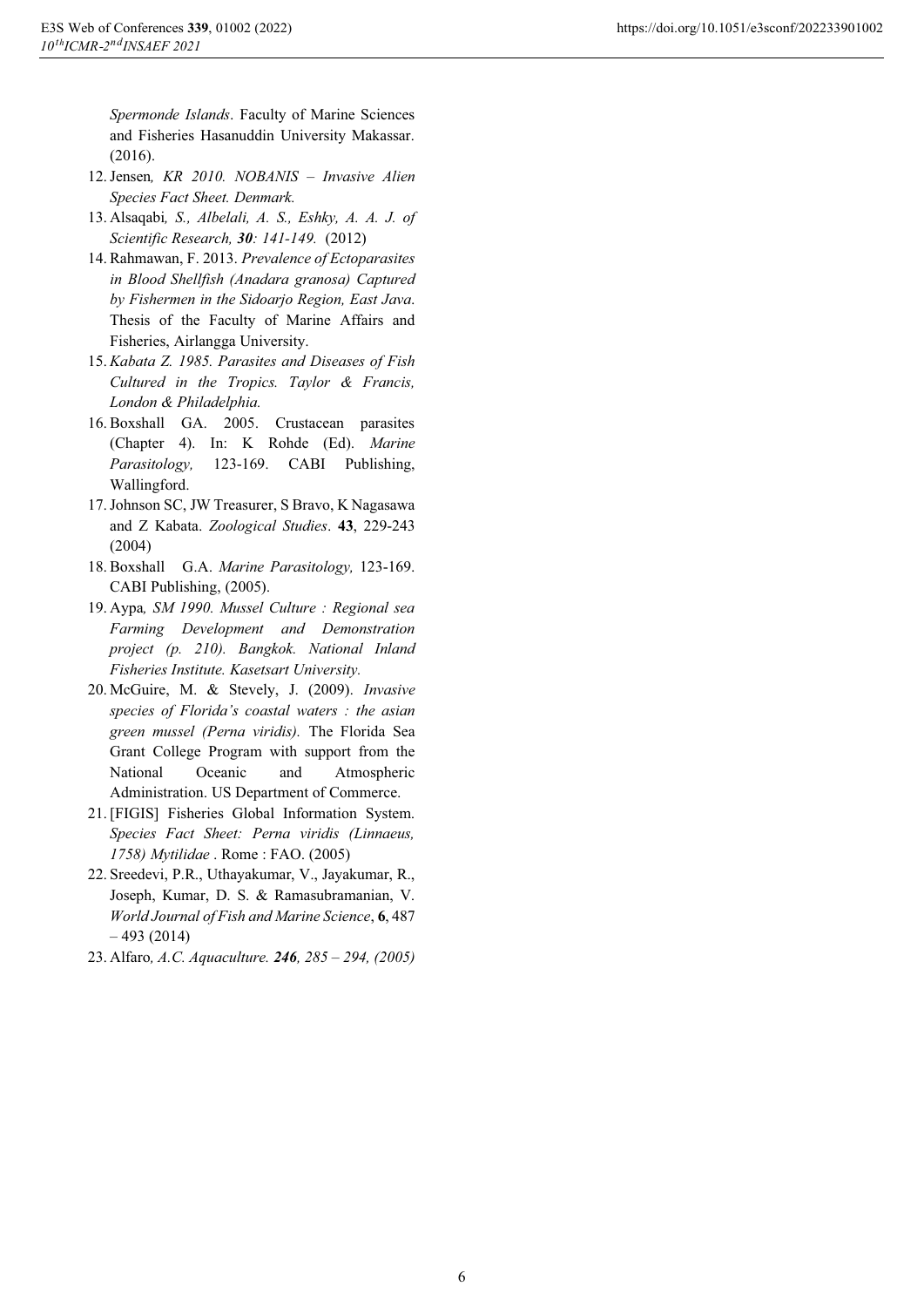*Spermonde Islands*. Faculty of Marine Sciences and Fisheries Hasanuddin University Makassar. (2016).

12. Jensen*, KR 2010. NOBANIS – Invasive Alien Species Fact Sheet. Denmark.*
13. Alsaqabi*, S., Albelali, A. S., Eshky, A. A. J. of Scientific Research, **30**: 141-149.* (2012)
14. Rahmawan, F. 2013. *Prevalence of Ectoparasites in Blood Shellfish (Anadara granosa) Captured by Fishermen in the Sidoarjo Region, East Java*. Thesis of the Faculty of Marine Affairs and Fisheries, Airlangga University.
15. *Kabata Z. 1985. Parasites and Diseases of Fish Cultured in the Tropics. Taylor & Francis, London & Philadelphia.*
16. Boxshall GA. 2005. Crustacean parasites (Chapter 4). In: K Rohde (Ed). *Marine Parasitology,* 123-169. CABI Publishing, Wallingford.
17. Johnson SC, JW Treasurer, S Bravo, K Nagasawa and Z Kabata. *Zoological Studies*. **43**, 229-243 (2004)
18. Boxshall G.A. *Marine Parasitology,* 123-169. CABI Publishing, (2005).
19. Aypa*, SM 1990. Mussel Culture : Regional sea Farming Development and Demonstration project (p. 210). Bangkok. National Inland Fisheries Institute. Kasetsart University.*
20. McGuire, M. & Stevely, J. (2009). *Invasive species of Florida's coastal waters : the asian green mussel (Perna viridis).* The Florida Sea Grant College Program with support from the National Oceanic and Atmospheric Administration. US Department of Commerce.
21. [FIGIS] Fisheries Global Information System. *Species Fact Sheet: Perna viridis (Linnaeus, 1758) Mytilidae* . Rome : FAO. (2005)
22. Sreedevi, P.R., Uthayakumar, V., Jayakumar, R., Joseph, Kumar, D. S. & Ramasubramanian, V. *World Journal of Fish and Marine Science*, **6**, 487 – 493 (2014)
23. Alfaro*, A.C. Aquaculture. **246**, 285 – 294, (2005)*